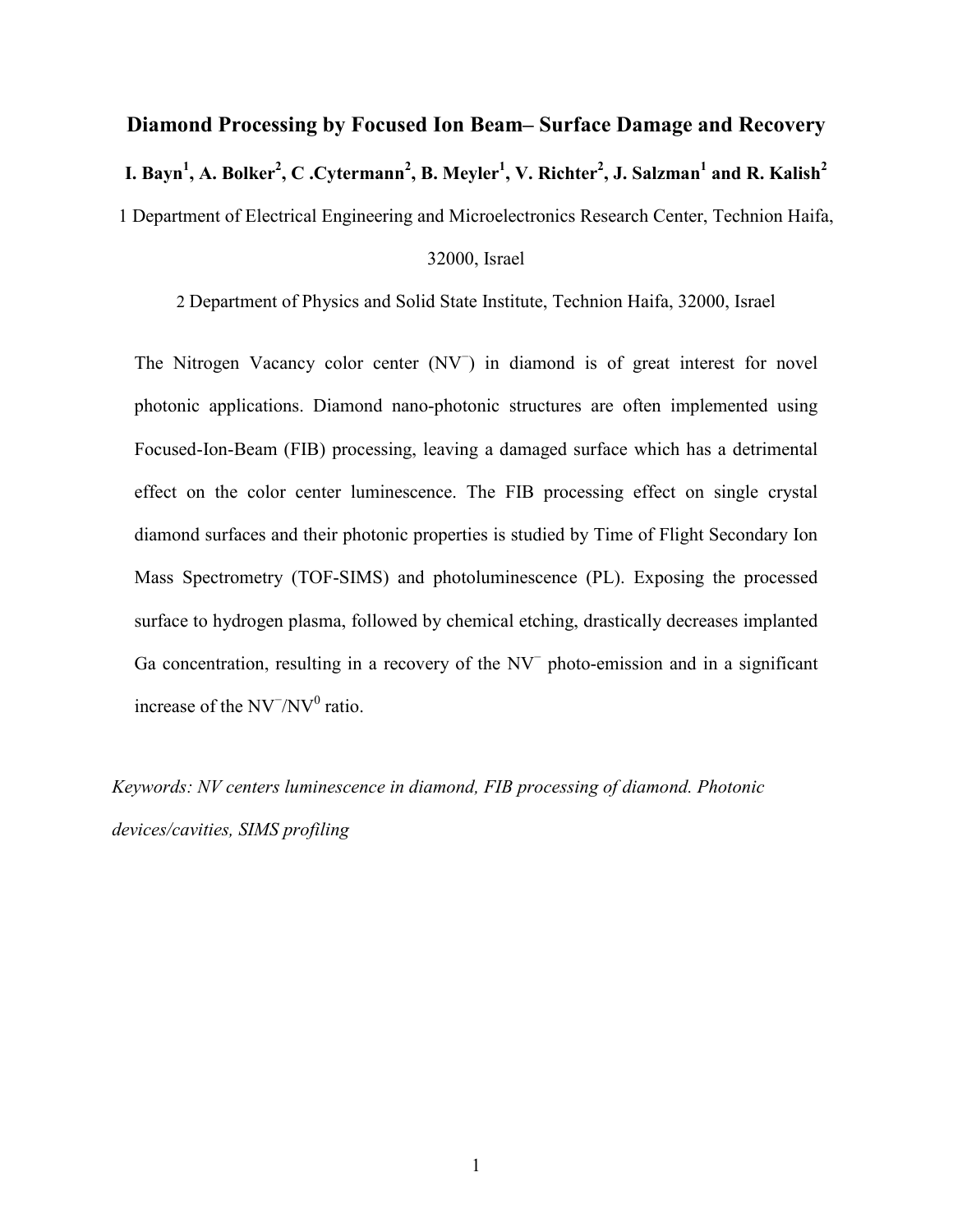# Diamond Processing by Focused Ion Beam– Surface Damage and Recovery

**I. Bayn[1], A. Bolker[2], C .Cytermann[2], B. Meyler[1], V. Richter[2], J. Salzman[1] and R. Kalish[2]**

1 Department of Electrical Engineering and Microelectronics Research Center, Technion Haifa, 32000, Israel

2 Department of Physics and Solid State Institute, Technion Haifa, 32000, Israel

The Nitrogen Vacancy color center ($NV^{-}$) in diamond is of great interest for novel photonic applications. Diamond nano-photonic structures are often implemented using Focused-Ion-Beam (FIB) processing, leaving a damaged surface which has a detrimental effect on the color center luminescence. The FIB processing effect on single crystal diamond surfaces and their photonic properties is studied by Time of Flight Secondary Ion Mass Spectrometry (TOF-SIMS) and photoluminescence (PL). Exposing the processed surface to hydrogen plasma, followed by chemical etching, drastically decreases implanted Ga concentration, resulting in a recovery of the $NV^{-}$ photo-emission and in a significant increase of the $NV^{-}/NV^{0}$ ratio.

*Keywords: NV centers luminescence in diamond, FIB processing of diamond. Photonic devices/cavities, SIMS profiling*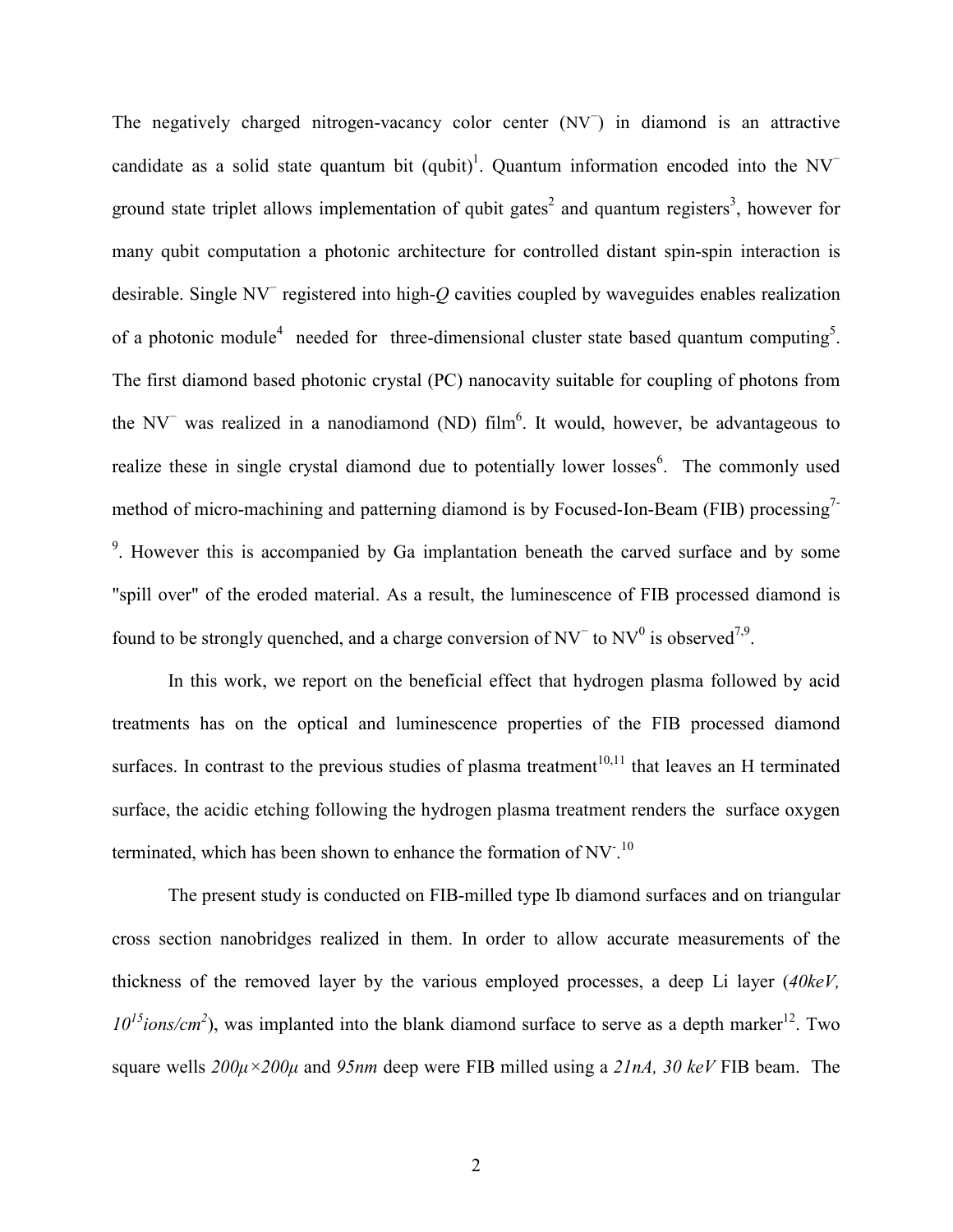The negatively charged nitrogen-vacancy color center ($NV^-$) in diamond is an attractive candidate as a solid state quantum bit (qubit)[1]. Quantum information encoded into the $NV^-$ ground state triplet allows implementation of qubit gates[2] and quantum registers[3], however for many qubit computation a photonic architecture for controlled distant spin-spin interaction is desirable. Single $NV^-$ registered into high-*Q* cavities coupled by waveguides enables realization of a photonic module[4] needed for three-dimensional cluster state based quantum computing[5]. The first diamond based photonic crystal (PC) nanocavity suitable for coupling of photons from the $NV^-$ was realized in a nanodiamond (ND) film[6]. It would, however, be advantageous to realize these in single crystal diamond due to potentially lower losses[6]. The commonly used method of micro-machining and patterning diamond is by Focused-Ion-Beam (FIB) processing[7-9]. However this is accompanied by Ga implantation beneath the carved surface and by some "spill over" of the eroded material. As a result, the luminescence of FIB processed diamond is found to be strongly quenched, and a charge conversion of $NV^-$ to $NV^0$ is observed[7,9].

In this work, we report on the beneficial effect that hydrogen plasma followed by acid treatments has on the optical and luminescence properties of the FIB processed diamond surfaces. In contrast to the previous studies of plasma treatment[10,11] that leaves an H terminated surface, the acidic etching following the hydrogen plasma treatment renders the surface oxygen terminated, which has been shown to enhance the formation of $NV^-$.[10]

The present study is conducted on FIB-milled type Ib diamond surfaces and on triangular cross section nanobridges realized in them. In order to allow accurate measurements of the thickness of the removed layer by the various employed processes, a deep Li layer (*40keV*, $10^{15}$ *ions/cm*$^2$), was implanted into the blank diamond surface to serve as a depth marker[12]. Two square wells *200μ×200μ* and *95nm* deep were FIB milled using a *21nA, 30 keV* FIB beam. The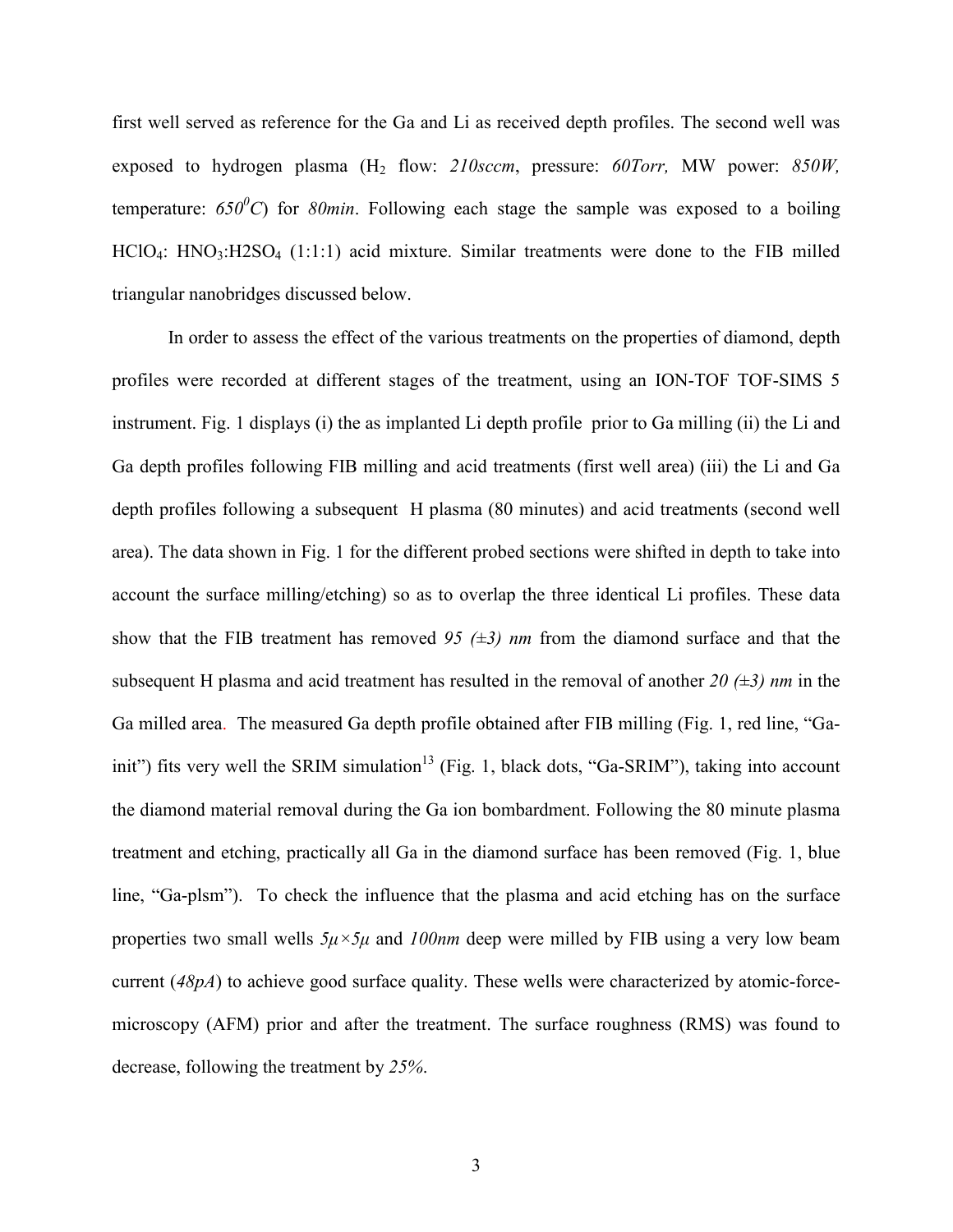first well served as reference for the Ga and Li as received depth profiles. The second well was exposed to hydrogen plasma ($H_2$ flow: *210sccm*, pressure: *60Torr,* MW power: *850W,* temperature: *650$^0$C*) for *80min*. Following each stage the sample was exposed to a boiling $HClO_4$: $HNO_3$:H2SO$_4$ (1:1:1) acid mixture. Similar treatments were done to the FIB milled triangular nanobridges discussed below.

In order to assess the effect of the various treatments on the properties of diamond, depth profiles were recorded at different stages of the treatment, using an ION-TOF TOF-SIMS 5 instrument. Fig. 1 displays (i) the as implanted Li depth profile prior to Ga milling (ii) the Li and Ga depth profiles following FIB milling and acid treatments (first well area) (iii) the Li and Ga depth profiles following a subsequent H plasma (80 minutes) and acid treatments (second well area). The data shown in Fig. 1 for the different probed sections were shifted in depth to take into account the surface milling/etching) so as to overlap the three identical Li profiles. These data show that the FIB treatment has removed *95 (±3) nm* from the diamond surface and that the subsequent H plasma and acid treatment has resulted in the removal of another *20 (±3) nm* in the Ga milled area. The measured Ga depth profile obtained after FIB milling (Fig. 1, red line, "Ga-init") fits very well the SRIM simulation[13] (Fig. 1, black dots, "Ga-SRIM"), taking into account the diamond material removal during the Ga ion bombardment. Following the 80 minute plasma treatment and etching, practically all Ga in the diamond surface has been removed (Fig. 1, blue line, "Ga-plsm"). To check the influence that the plasma and acid etching has on the surface properties two small wells *5μ×5μ* and *100nm* deep were milled by FIB using a very low beam current (*48pA*) to achieve good surface quality. These wells were characterized by atomic-force-microscopy (AFM) prior and after the treatment. The surface roughness (RMS) was found to decrease, following the treatment by *25%*.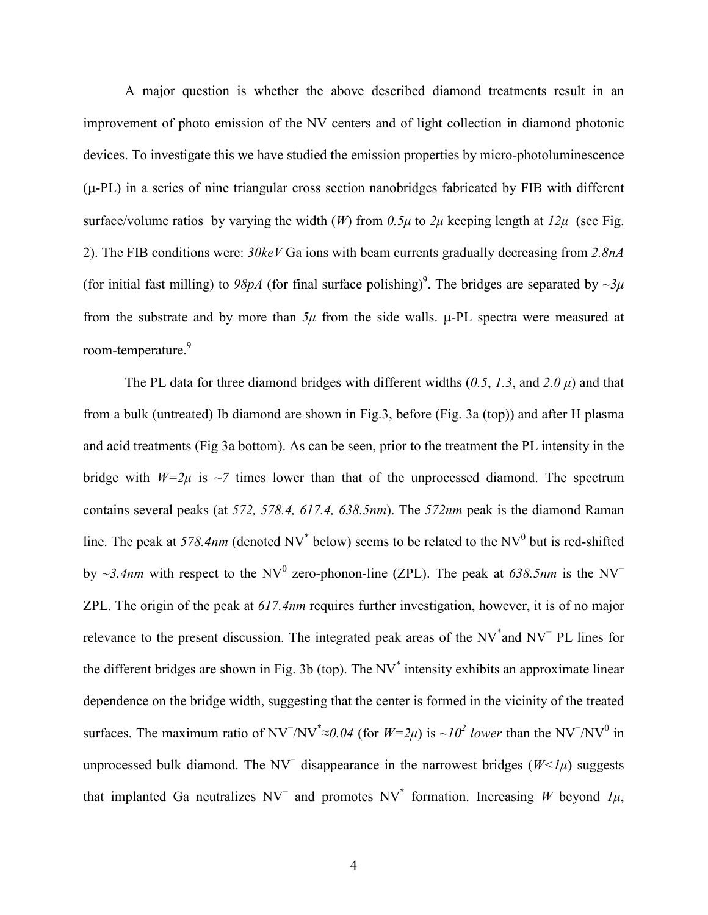A major question is whether the above described diamond treatments result in an improvement of photo emission of the NV centers and of light collection in diamond photonic devices. To investigate this we have studied the emission properties by micro-photoluminescence ($\mu$-PL) in a series of nine triangular cross section nanobridges fabricated by FIB with different surface/volume ratios by varying the width ($W$) from $0.5\mu$ to $2\mu$ keeping length at $12\mu$ (see Fig. 2). The FIB conditions were: $30keV$ Ga ions with beam currents gradually decreasing from $2.8nA$ (for initial fast milling) to $98pA$ (for final surface polishing)[9]. The bridges are separated by $\sim 3\mu$ from the substrate and by more than $5\mu$ from the side walls. $\mu$-PL spectra were measured at room-temperature.[9]

The PL data for three diamond bridges with different widths ($0.5$, $1.3$, and $2.0\ \mu$) and that from a bulk (untreated) Ib diamond are shown in Fig.3, before (Fig. 3a (top)) and after H plasma and acid treatments (Fig 3a bottom). As can be seen, prior to the treatment the PL intensity in the bridge with $W=2\mu$ is $\sim 7$ times lower than that of the unprocessed diamond. The spectrum contains several peaks (at $572$, $578.4$, $617.4$, $638.5nm$). The $572nm$ peak is the diamond Raman line. The peak at $578.4nm$ (denoted $NV^*$ below) seems to be related to the $NV^0$ but is red-shifted by $\sim 3.4nm$ with respect to the $NV^0$ zero-phonon-line (ZPL). The peak at $638.5nm$ is the $NV^-$ ZPL. The origin of the peak at $617.4nm$ requires further investigation, however, it is of no major relevance to the present discussion. The integrated peak areas of the $NV^*$ and $NV^-$ PL lines for the different bridges are shown in Fig. 3b (top). The $NV^*$ intensity exhibits an approximate linear dependence on the bridge width, suggesting that the center is formed in the vicinity of the treated surfaces. The maximum ratio of $NV^-/NV^* \approx 0.04$ (for $W=2\mu$) is $\sim 10^2$ *lower* than the $NV^-/NV^0$ in unprocessed bulk diamond. The $NV^-$ disappearance in the narrowest bridges ($W<1\mu$) suggests that implanted Ga neutralizes $NV^-$ and promotes $NV^*$ formation. Increasing $W$ beyond $1\mu$,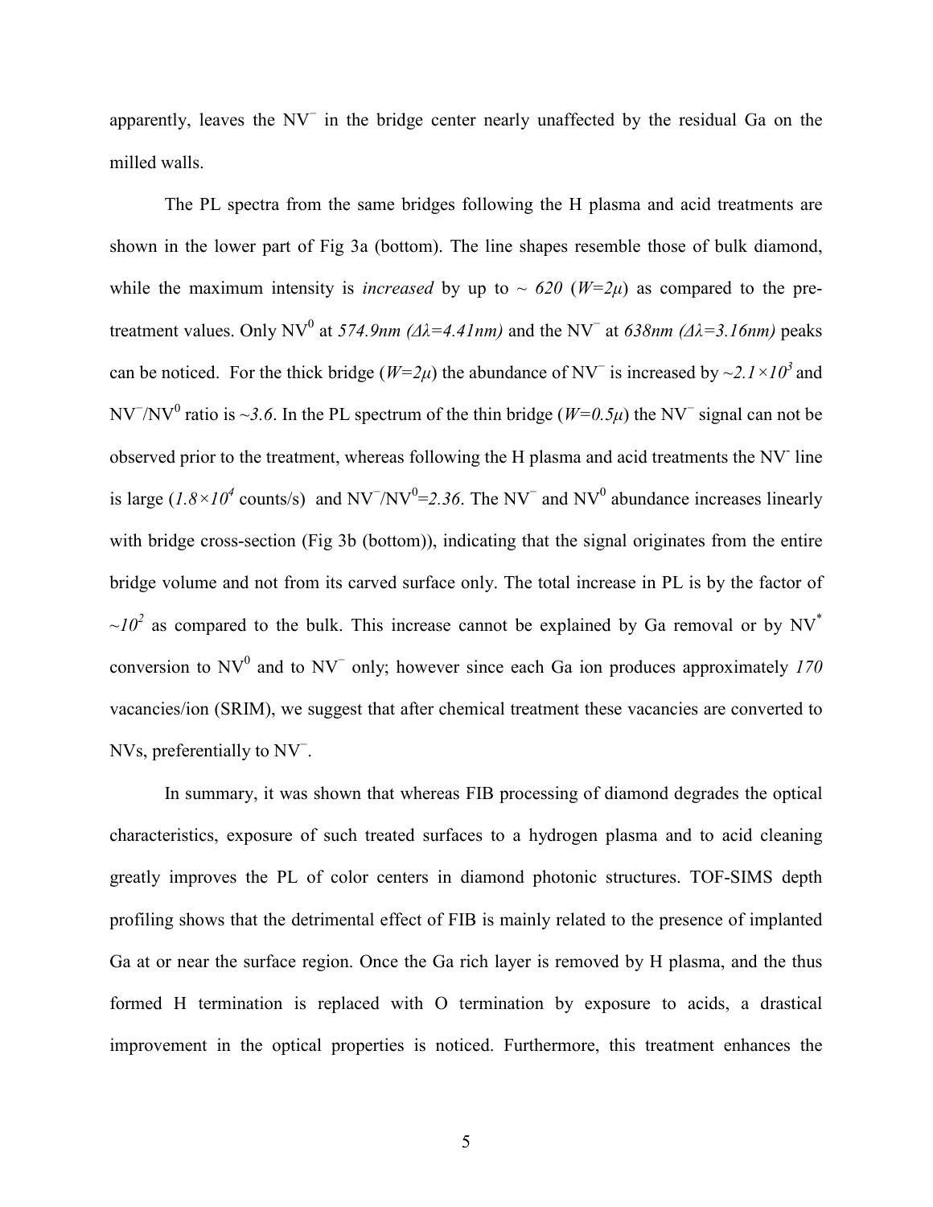apparently, leaves the $NV^{-}$ in the bridge center nearly unaffected by the residual Ga on the milled walls.

The PL spectra from the same bridges following the H plasma and acid treatments are shown in the lower part of Fig 3a (bottom). The line shapes resemble those of bulk diamond, while the maximum intensity is *increased* by up to $\sim 620$ ($W=2\mu$) as compared to the pre-treatment values. Only $NV^{0}$ at *574.9nm* ($\Delta\lambda=4.41nm$) and the $NV^{-}$ at *638nm* ($\Delta\lambda=3.16nm$) peaks can be noticed. For the thick bridge ($W=2\mu$) the abundance of $NV^{-}$ is increased by $\sim 2.1\times 10^{3}$ and $NV^{-}/NV^{0}$ ratio is $\sim 3.6$. In the PL spectrum of the thin bridge ($W=0.5\mu$) the $NV^{-}$ signal can not be observed prior to the treatment, whereas following the H plasma and acid treatments the $NV^{-}$ line is large ($1.8\times 10^{4}$ counts/s) and $NV^{-}/NV^{0}=2.36$. The $NV^{-}$ and $NV^{0}$ abundance increases linearly with bridge cross-section (Fig 3b (bottom)), indicating that the signal originates from the entire bridge volume and not from its carved surface only. The total increase in PL is by the factor of $\sim 10^{2}$ as compared to the bulk. This increase cannot be explained by Ga removal or by $NV^{*}$ conversion to $NV^{0}$ and to $NV^{-}$ only; however since each Ga ion produces approximately *170* vacancies/ion (SRIM), we suggest that after chemical treatment these vacancies are converted to NVs, preferentially to $NV^{-}$.

In summary, it was shown that whereas FIB processing of diamond degrades the optical characteristics, exposure of such treated surfaces to a hydrogen plasma and to acid cleaning greatly improves the PL of color centers in diamond photonic structures. TOF-SIMS depth profiling shows that the detrimental effect of FIB is mainly related to the presence of implanted Ga at or near the surface region. Once the Ga rich layer is removed by H plasma, and the thus formed H termination is replaced with O termination by exposure to acids, a drastical improvement in the optical properties is noticed. Furthermore, this treatment enhances the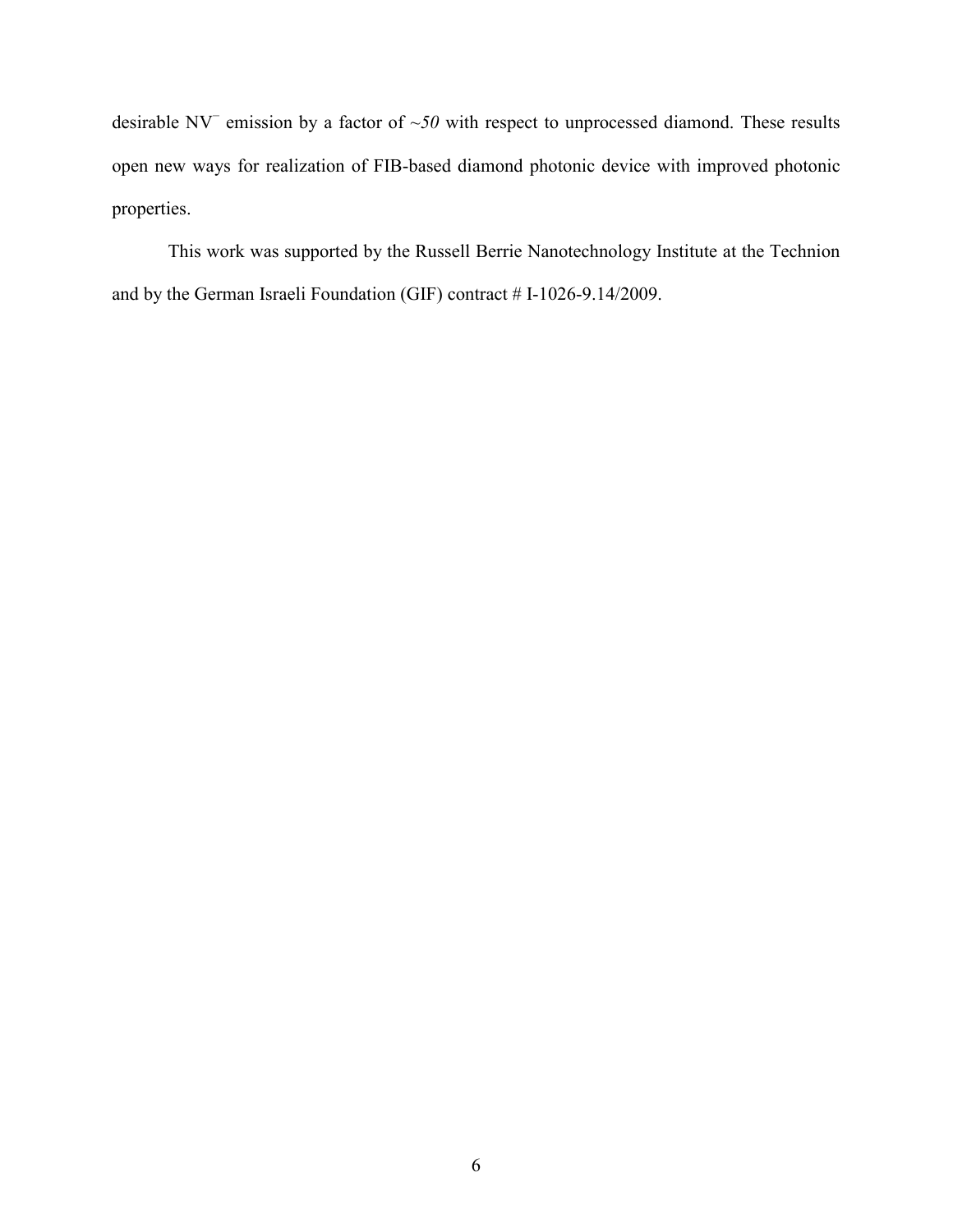desirable $NV^-$ emission by a factor of ~*50* with respect to unprocessed diamond. These results open new ways for realization of FIB-based diamond photonic device with improved photonic properties.

This work was supported by the Russell Berrie Nanotechnology Institute at the Technion and by the German Israeli Foundation (GIF) contract # I-1026-9.14/2009.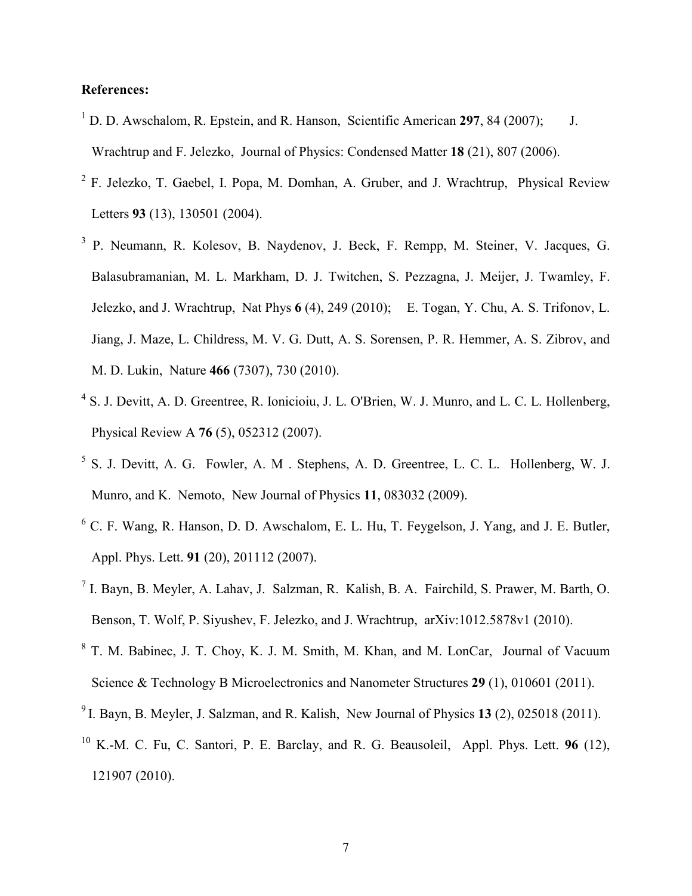**References:**

[1] D. D. Awschalom, R. Epstein, and R. Hanson, Scientific American **297**, 84 (2007); J. Wrachtrup and F. Jelezko, Journal of Physics: Condensed Matter **18** (21), 807 (2006).

[2] F. Jelezko, T. Gaebel, I. Popa, M. Domhan, A. Gruber, and J. Wrachtrup, Physical Review Letters **93** (13), 130501 (2004).

[3] P. Neumann, R. Kolesov, B. Naydenov, J. Beck, F. Rempp, M. Steiner, V. Jacques, G. Balasubramanian, M. L. Markham, D. J. Twitchen, S. Pezzagna, J. Meijer, J. Twamley, F. Jelezko, and J. Wrachtrup, Nat Phys **6** (4), 249 (2010); E. Togan, Y. Chu, A. S. Trifonov, L. Jiang, J. Maze, L. Childress, M. V. G. Dutt, A. S. Sorensen, P. R. Hemmer, A. S. Zibrov, and M. D. Lukin, Nature **466** (7307), 730 (2010).

[4] S. J. Devitt, A. D. Greentree, R. Ionicioiu, J. L. O'Brien, W. J. Munro, and L. C. L. Hollenberg, Physical Review A **76** (5), 052312 (2007).

[5] S. J. Devitt, A. G. Fowler, A. M . Stephens, A. D. Greentree, L. C. L. Hollenberg, W. J. Munro, and K. Nemoto, New Journal of Physics **11**, 083032 (2009).

[6] C. F. Wang, R. Hanson, D. D. Awschalom, E. L. Hu, T. Feygelson, J. Yang, and J. E. Butler, Appl. Phys. Lett. **91** (20), 201112 (2007).

[7] I. Bayn, B. Meyler, A. Lahav, J. Salzman, R. Kalish, B. A. Fairchild, S. Prawer, M. Barth, O. Benson, T. Wolf, P. Siyushev, F. Jelezko, and J. Wrachtrup, arXiv:1012.5878v1 (2010).

[8] T. M. Babinec, J. T. Choy, K. J. M. Smith, M. Khan, and M. LonCar, Journal of Vacuum Science & Technology B Microelectronics and Nanometer Structures **29** (1), 010601 (2011).

[9] I. Bayn, B. Meyler, J. Salzman, and R. Kalish, New Journal of Physics **13** (2), 025018 (2011).

[10] K.-M. C. Fu, C. Santori, P. E. Barclay, and R. G. Beausoleil, Appl. Phys. Lett. **96** (12), 121907 (2010).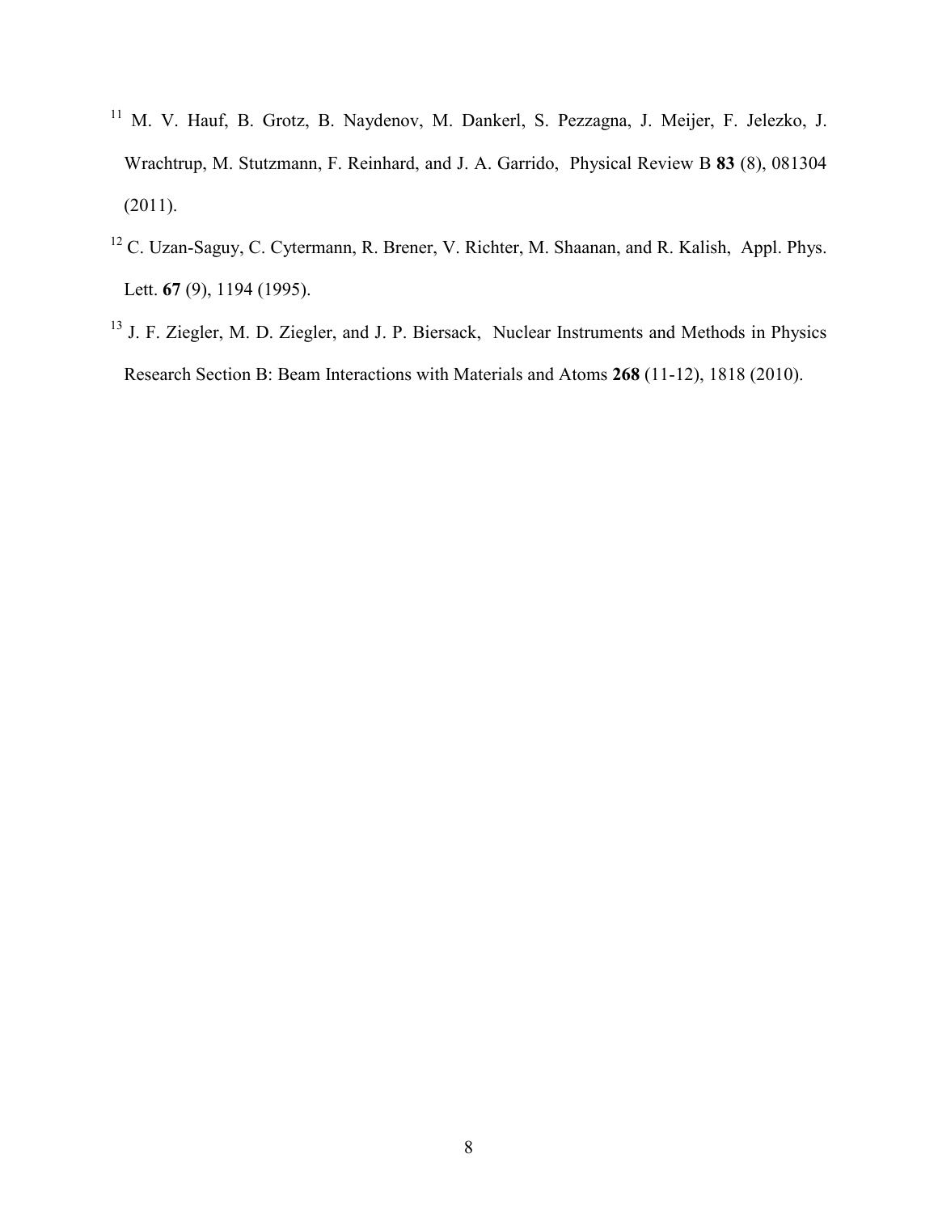[11] M. V. Hauf, B. Grotz, B. Naydenov, M. Dankerl, S. Pezzagna, J. Meijer, F. Jelezko, J. Wrachtrup, M. Stutzmann, F. Reinhard, and J. A. Garrido, Physical Review B **83** (8), 081304 (2011).

[12] C. Uzan-Saguy, C. Cytermann, R. Brener, V. Richter, M. Shaanan, and R. Kalish, Appl. Phys. Lett. **67** (9), 1194 (1995).

[13] J. F. Ziegler, M. D. Ziegler, and J. P. Biersack, Nuclear Instruments and Methods in Physics Research Section B: Beam Interactions with Materials and Atoms **268** (11-12), 1818 (2010).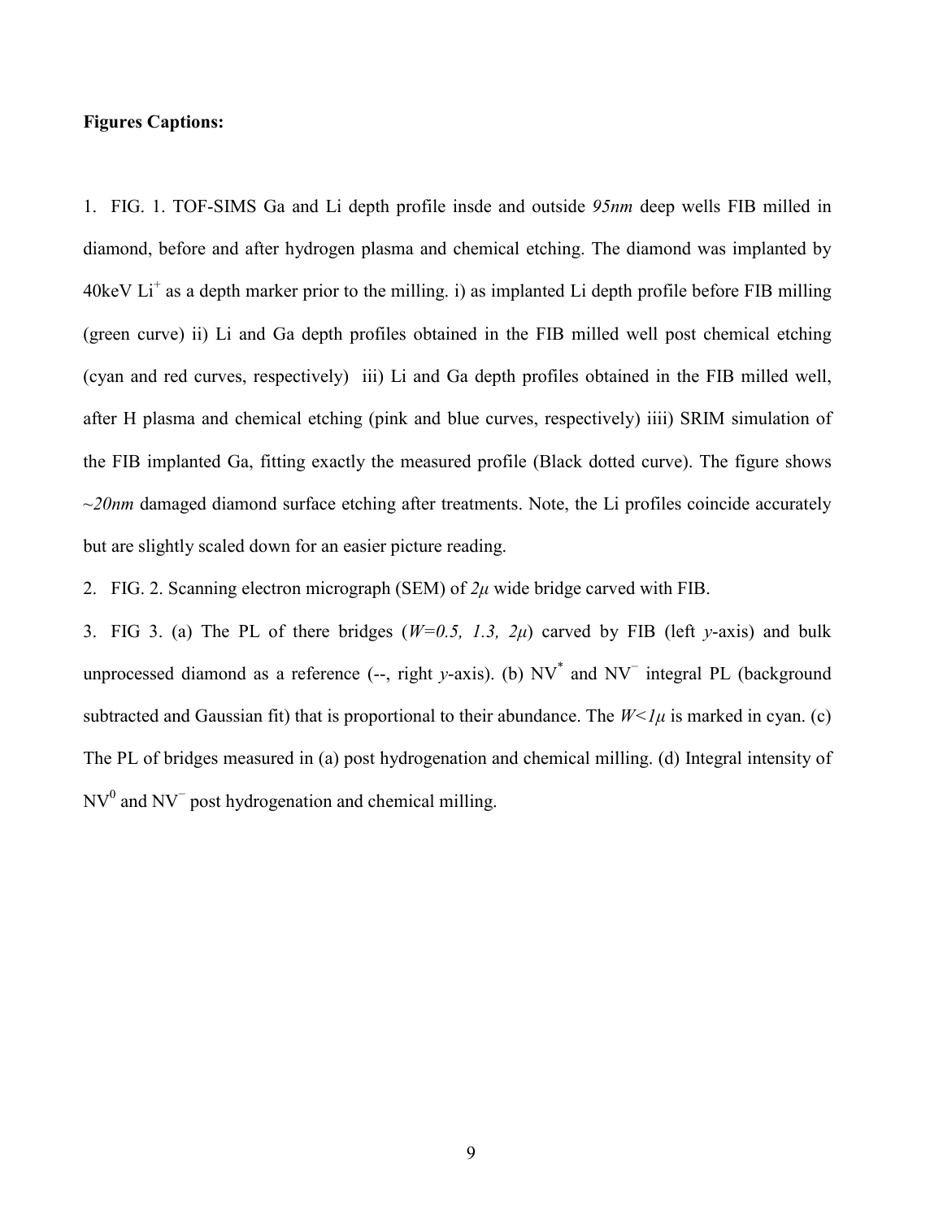**Figures Captions:**

1. FIG. 1. TOF-SIMS Ga and Li depth profile insde and outside *95nm* deep wells FIB milled in diamond, before and after hydrogen plasma and chemical etching. The diamond was implanted by 40keV $Li^+$ as a depth marker prior to the milling. i) as implanted Li depth profile before FIB milling (green curve) ii) Li and Ga depth profiles obtained in the FIB milled well post chemical etching (cyan and red curves, respectively) iii) Li and Ga depth profiles obtained in the FIB milled well, after H plasma and chemical etching (pink and blue curves, respectively) iiii) SRIM simulation of the FIB implanted Ga, fitting exactly the measured profile (Black dotted curve). The figure shows *~20nm* damaged diamond surface etching after treatments. Note, the Li profiles coincide accurately but are slightly scaled down for an easier picture reading.
2. FIG. 2. Scanning electron micrograph (SEM) of *2μ* wide bridge carved with FIB.
3. FIG 3. (a) The PL of there bridges (*W=0.5, 1.3, 2μ*) carved by FIB (left *y*-axis) and bulk unprocessed diamond as a reference (--, right *y*-axis). (b) $NV^*$ and $NV^-$ integral PL (background subtracted and Gaussian fit) that is proportional to their abundance. The $W<1\mu$ is marked in cyan. (c) The PL of bridges measured in (a) post hydrogenation and chemical milling. (d) Integral intensity of $NV^0$ and $NV^-$ post hydrogenation and chemical milling.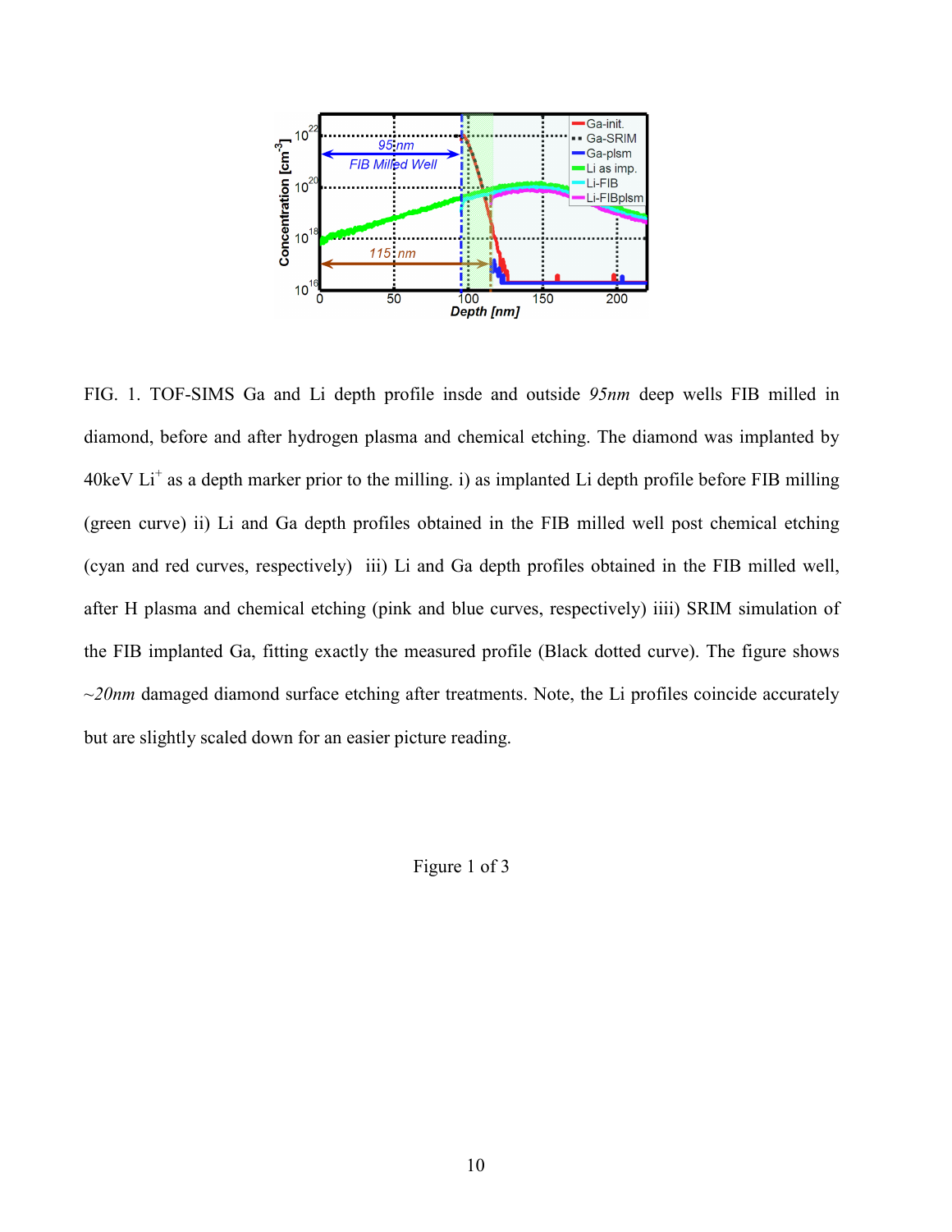FIG. 1. TOF-SIMS Ga and Li depth profile insde and outside *95nm* deep wells FIB milled in diamond, before and after hydrogen plasma and chemical etching. The diamond was implanted by 40keV $Li^+$ as a depth marker prior to the milling. i) as implanted Li depth profile before FIB milling (green curve) ii) Li and Ga depth profiles obtained in the FIB milled well post chemical etching (cyan and red curves, respectively) iii) Li and Ga depth profiles obtained in the FIB milled well, after H plasma and chemical etching (pink and blue curves, respectively) iiii) SRIM simulation of the FIB implanted Ga, fitting exactly the measured profile (Black dotted curve). The figure shows *~20nm* damaged diamond surface etching after treatments. Note, the Li profiles coincide accurately but are slightly scaled down for an easier picture reading.

Figure 1 of 3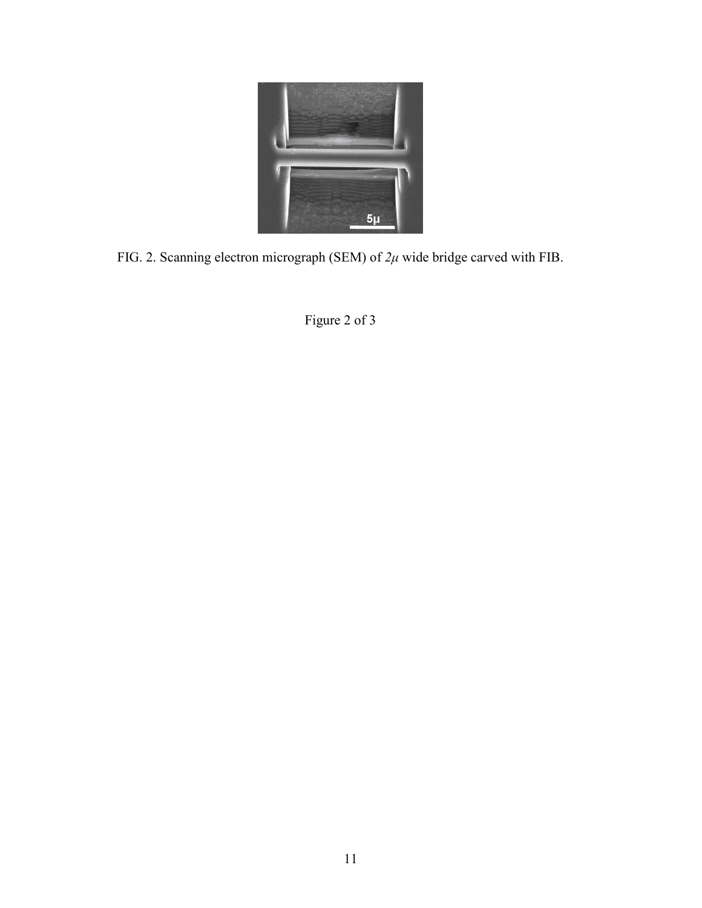FIG. 2. Scanning electron micrograph (SEM) of *2μ* wide bridge carved with FIB.

Figure 2 of 3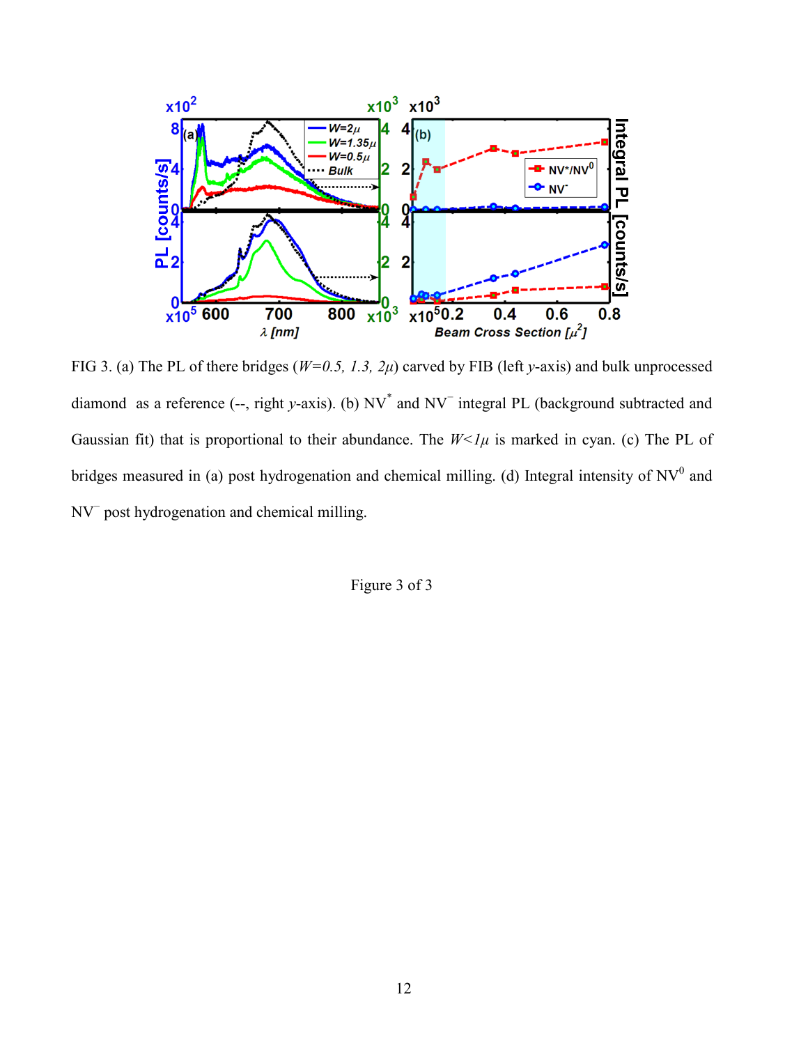x10^2

x10^3

x10^3

8

(a)

W=2μ

W=1.35μ

W=0.5μ

Bulk

4

4

(b)

2

2

NV*/NV^0

NV^-

0

0

0

PL [counts/s]

Integral PL [counts/s]

4

4

4

2

2

2

0

0

x10^5 600

700

800

x10^3

x10^5 0.2

0.4

0.6

0.8

λ [nm]

Beam Cross Section [μ^2]

FIG 3. (a) The PL of there bridges ($W$=0.5, 1.3, 2$\mu$) carved by FIB (left $y$-axis) and bulk unprocessed diamond as a reference (--, right $y$-axis). (b) $NV^*$ and $NV^-$ integral PL (background subtracted and Gaussian fit) that is proportional to their abundance. The $W<1\mu$ is marked in cyan. (c) The PL of bridges measured in (a) post hydrogenation and chemical milling. (d) Integral intensity of $NV^0$ and $NV^-$ post hydrogenation and chemical milling.

Figure 3 of 3